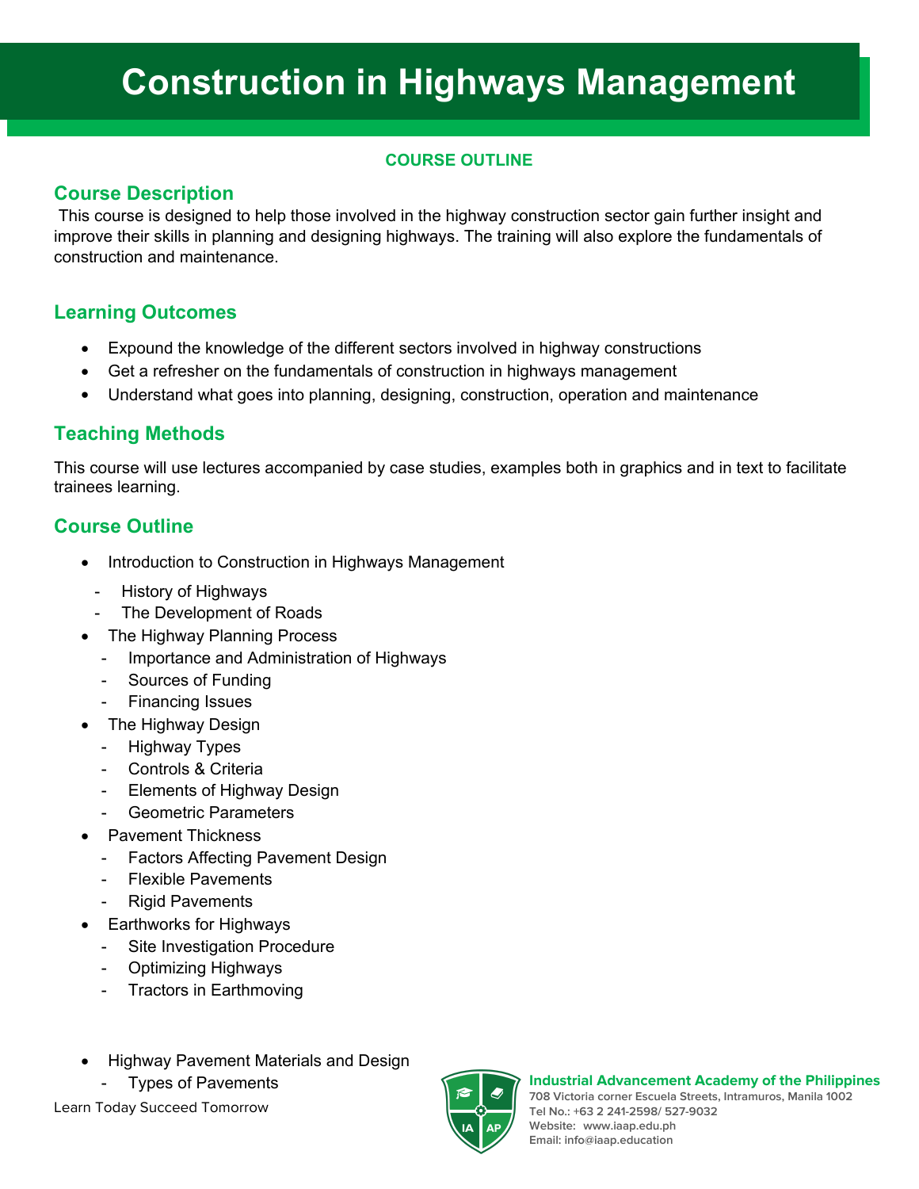# Construction in Highways Management

**COURSE OUTLINE**

## Course Description

This course is designed to help those involved in the highway construction sector gain further insight and improve their skills in planning and designing highways. The training will also explore the fundamentals of construction and maintenance.

## Learning Outcomes

- Expound the knowledge of the different sectors involved in highway constructions
- Get a refresher on the fundamentals of construction in highways management
- Understand what goes into planning, designing, construction, operation and maintenance

## Teaching Methods

This course will use lectures accompanied by case studies, examples both in graphics and in text to facilitate trainees learning.

## Course Outline

- Introduction to Construction in Highways Management
  - History of Highways
  - The Development of Roads
- The Highway Planning Process
  - Importance and Administration of Highways
  - Sources of Funding
  - Financing Issues
- The Highway Design
  - Highway Types
  - Controls & Criteria
  - Elements of Highway Design
  - Geometric Parameters
- Pavement Thickness
  - Factors Affecting Pavement Design
  - Flexible Pavements
  - Rigid Pavements
- Earthworks for Highways
  - Site Investigation Procedure
  - Optimizing Highways
  - Tractors in Earthmoving
- Highway Pavement Materials and Design
  - Types of Pavements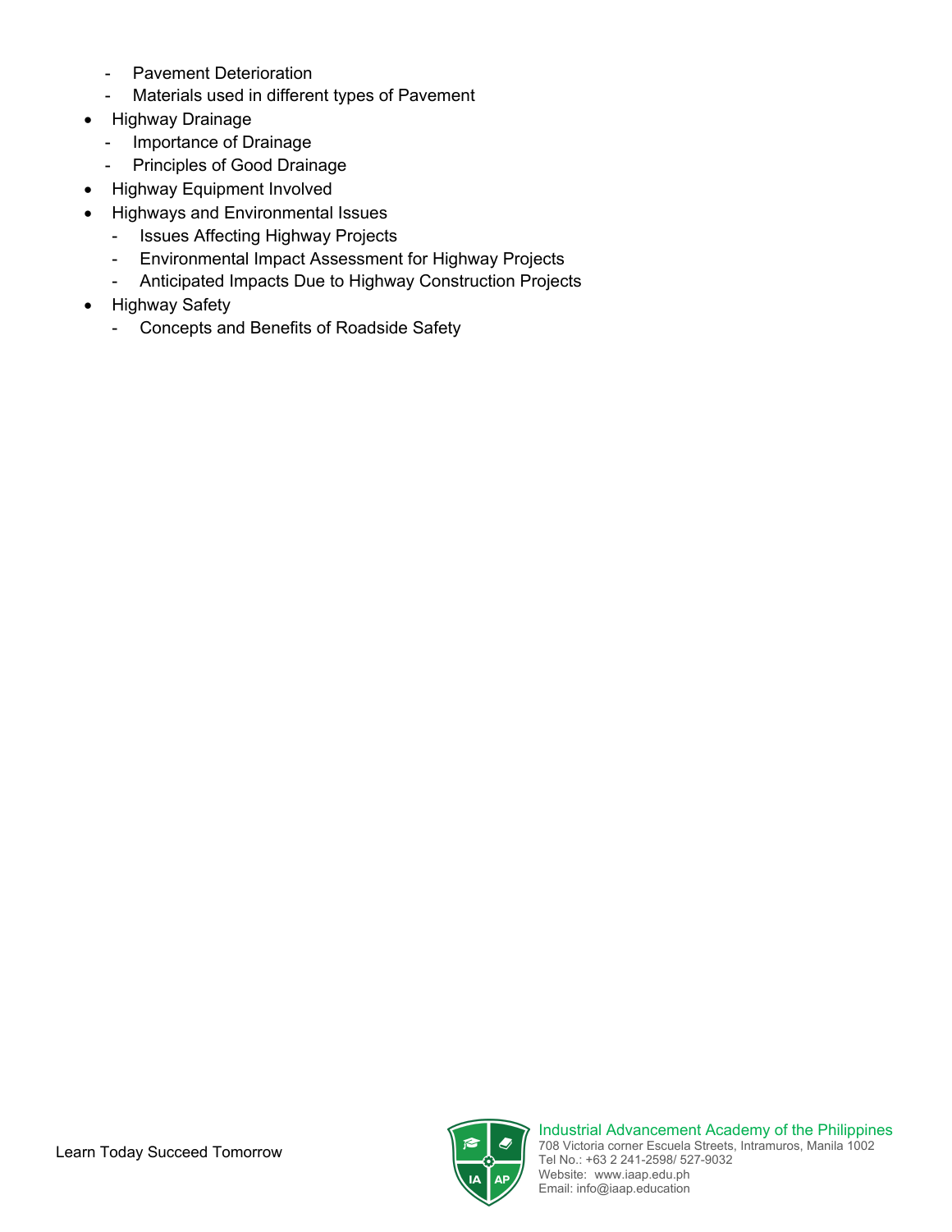- Pavement Deterioration
  - Materials used in different types of Pavement
- Highway Drainage
  - Importance of Drainage
  - Principles of Good Drainage
- Highway Equipment Involved
- Highways and Environmental Issues
  - Issues Affecting Highway Projects
  - Environmental Impact Assessment for Highway Projects
  - Anticipated Impacts Due to Highway Construction Projects
- Highway Safety
  - Concepts and Benefits of Roadside Safety